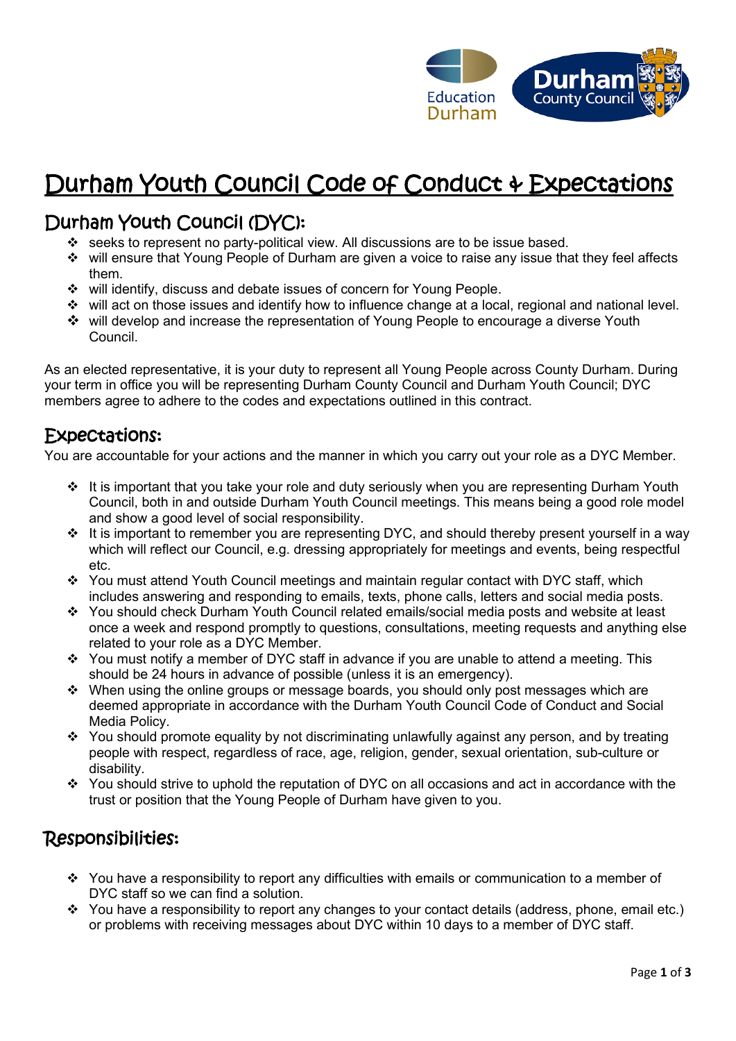# Durham Youth Council Code of Conduct & Expectations

## Durham Youth Council (DYC):

- seeks to represent no party-political view. All discussions are to be issue based.
- will ensure that Young People of Durham are given a voice to raise any issue that they feel affects them.
- will identify, discuss and debate issues of concern for Young People.
- will act on those issues and identify how to influence change at a local, regional and national level.
- will develop and increase the representation of Young People to encourage a diverse Youth Council.

As an elected representative, it is your duty to represent all Young People across County Durham. During your term in office you will be representing Durham County Council and Durham Youth Council; DYC members agree to adhere to the codes and expectations outlined in this contract.

## Expectations:

You are accountable for your actions and the manner in which you carry out your role as a DYC Member.

- It is important that you take your role and duty seriously when you are representing Durham Youth Council, both in and outside Durham Youth Council meetings. This means being a good role model and show a good level of social responsibility.
- It is important to remember you are representing DYC, and should thereby present yourself in a way which will reflect our Council, e.g. dressing appropriately for meetings and events, being respectful etc.
- You must attend Youth Council meetings and maintain regular contact with DYC staff, which includes answering and responding to emails, texts, phone calls, letters and social media posts.
- You should check Durham Youth Council related emails/social media posts and website at least once a week and respond promptly to questions, consultations, meeting requests and anything else related to your role as a DYC Member.
- You must notify a member of DYC staff in advance if you are unable to attend a meeting. This should be 24 hours in advance of possible (unless it is an emergency).
- When using the online groups or message boards, you should only post messages which are deemed appropriate in accordance with the Durham Youth Council Code of Conduct and Social Media Policy.
- You should promote equality by not discriminating unlawfully against any person, and by treating people with respect, regardless of race, age, religion, gender, sexual orientation, sub-culture or disability.
- You should strive to uphold the reputation of DYC on all occasions and act in accordance with the trust or position that the Young People of Durham have given to you.

## Responsibilities:

- You have a responsibility to report any difficulties with emails or communication to a member of DYC staff so we can find a solution.
- You have a responsibility to report any changes to your contact details (address, phone, email etc.) or problems with receiving messages about DYC within 10 days to a member of DYC staff.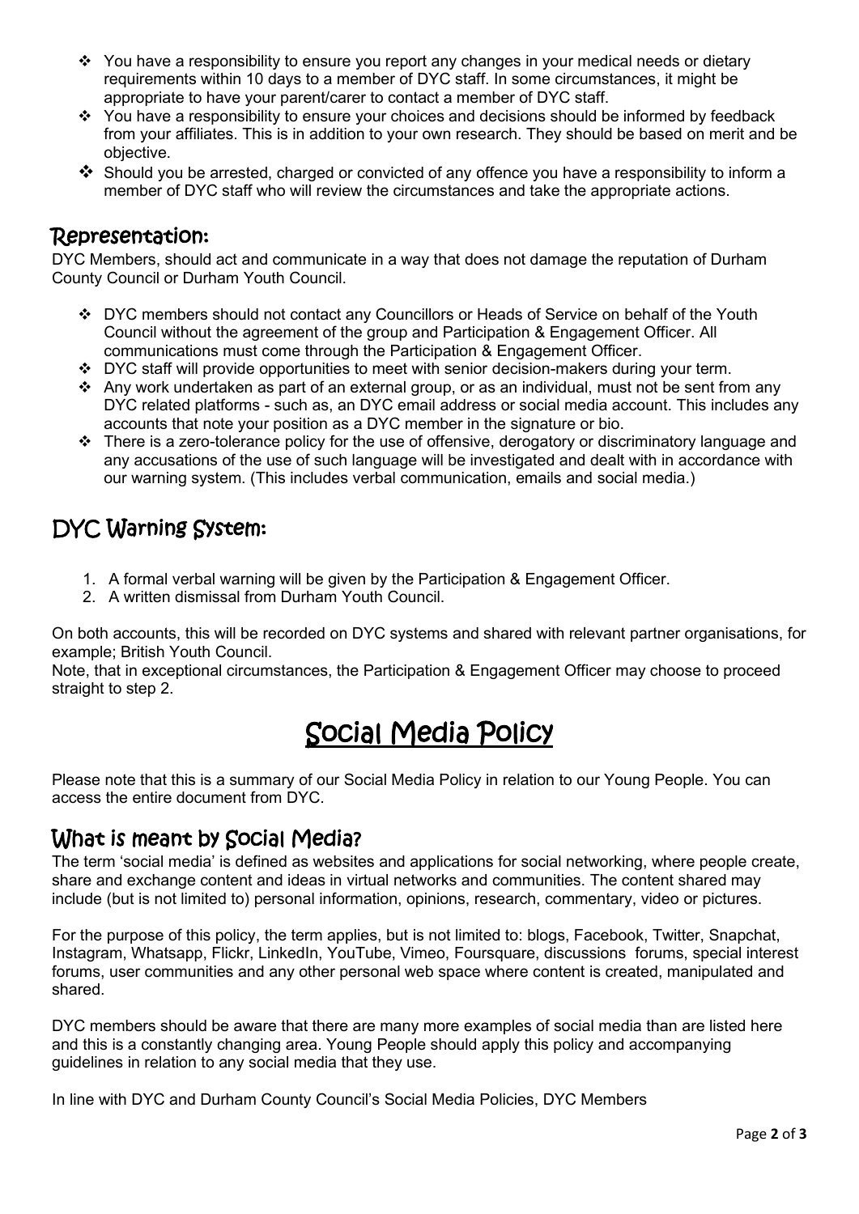- You have a responsibility to ensure you report any changes in your medical needs or dietary requirements within 10 days to a member of DYC staff. In some circumstances, it might be appropriate to have your parent/carer to contact a member of DYC staff.
- You have a responsibility to ensure your choices and decisions should be informed by feedback from your affiliates. This is in addition to your own research. They should be based on merit and be objective.
- Should you be arrested, charged or convicted of any offence you have a responsibility to inform a member of DYC staff who will review the circumstances and take the appropriate actions.

## Representation:

DYC Members, should act and communicate in a way that does not damage the reputation of Durham County Council or Durham Youth Council.

- DYC members should not contact any Councillors or Heads of Service on behalf of the Youth Council without the agreement of the group and Participation & Engagement Officer. All communications must come through the Participation & Engagement Officer.
- DYC staff will provide opportunities to meet with senior decision-makers during your term.
- Any work undertaken as part of an external group, or as an individual, must not be sent from any DYC related platforms - such as, an DYC email address or social media account. This includes any accounts that note your position as a DYC member in the signature or bio.
- There is a zero-tolerance policy for the use of offensive, derogatory or discriminatory language and any accusations of the use of such language will be investigated and dealt with in accordance with our warning system. (This includes verbal communication, emails and social media.)

## DYC Warning System:

1. A formal verbal warning will be given by the Participation & Engagement Officer.
2. A written dismissal from Durham Youth Council.

On both accounts, this will be recorded on DYC systems and shared with relevant partner organisations, for example; British Youth Council.

Note, that in exceptional circumstances, the Participation & Engagement Officer may choose to proceed straight to step 2.

# Social Media Policy

Please note that this is a summary of our Social Media Policy in relation to our Young People. You can access the entire document from DYC.

## What is meant by Social Media?

The term 'social media' is defined as websites and applications for social networking, where people create, share and exchange content and ideas in virtual networks and communities. The content shared may include (but is not limited to) personal information, opinions, research, commentary, video or pictures.

For the purpose of this policy, the term applies, but is not limited to: blogs, Facebook, Twitter, Snapchat, Instagram, Whatsapp, Flickr, LinkedIn, YouTube, Vimeo, Foursquare, discussions forums, special interest forums, user communities and any other personal web space where content is created, manipulated and shared.

DYC members should be aware that there are many more examples of social media than are listed here and this is a constantly changing area. Young People should apply this policy and accompanying guidelines in relation to any social media that they use.

In line with DYC and Durham County Council's Social Media Policies, DYC Members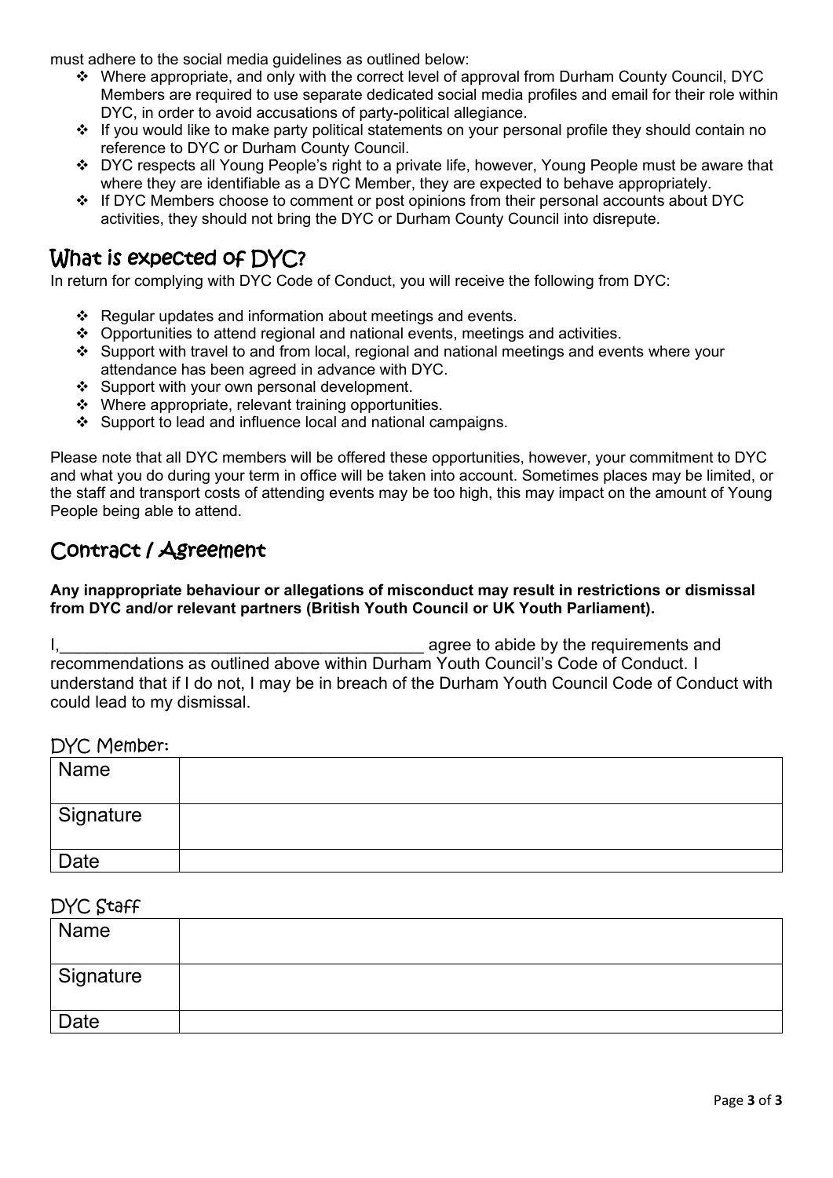must adhere to the social media guidelines as outlined below:

- Where appropriate, and only with the correct level of approval from Durham County Council, DYC Members are required to use separate dedicated social media profiles and email for their role within DYC, in order to avoid accusations of party-political allegiance.
- If you would like to make party political statements on your personal profile they should contain no reference to DYC or Durham County Council.
- DYC respects all Young People's right to a private life, however, Young People must be aware that where they are identifiable as a DYC Member, they are expected to behave appropriately.
- If DYC Members choose to comment or post opinions from their personal accounts about DYC activities, they should not bring the DYC or Durham County Council into disrepute.

## What is expected of DYC?

In return for complying with DYC Code of Conduct, you will receive the following from DYC:

- Regular updates and information about meetings and events.
- Opportunities to attend regional and national events, meetings and activities.
- Support with travel to and from local, regional and national meetings and events where your attendance has been agreed in advance with DYC.
- Support with your own personal development.
- Where appropriate, relevant training opportunities.
- Support to lead and influence local and national campaigns.

Please note that all DYC members will be offered these opportunities, however, your commitment to DYC and what you do during your term in office will be taken into account. Sometimes places may be limited, or the staff and transport costs of attending events may be too high, this may impact on the amount of Young People being able to attend.

## Contract / Agreement

**Any inappropriate behaviour or allegations of misconduct may result in restrictions or dismissal from DYC and/or relevant partners (British Youth Council or UK Youth Parliament).**

I,________________________________________ agree to abide by the requirements and recommendations as outlined above within Durham Youth Council's Code of Conduct. I understand that if I do not, I may be in breach of the Durham Youth Council Code of Conduct with could lead to my dismissal.

### DYC Member:

| | |
|---|---|
| Name | |
| Signature | |
| Date | |

### DYC Staff

| | |
|---|---|
| Name | |
| Signature | |
| Date | |